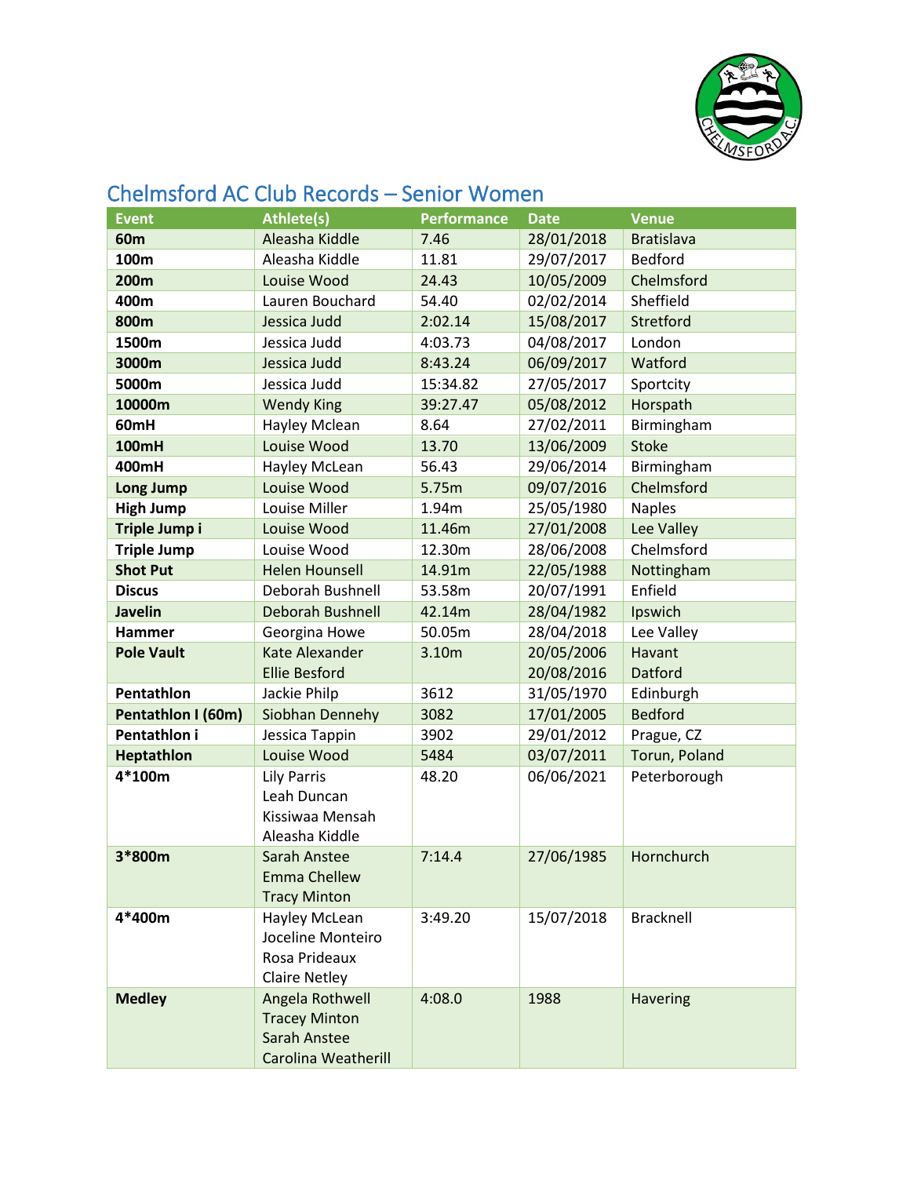## Chelmsford AC Club Records – Senior Women

| Event | Athlete(s) | Performance | Date | Venue |
| --- | --- | --- | --- | --- |
| **60m** | Aleasha Kiddle | 7.46 | 28/01/2018 | Bratislava |
| **100m** | Aleasha Kiddle | 11.81 | 29/07/2017 | Bedford |
| **200m** | Louise Wood | 24.43 | 10/05/2009 | Chelmsford |
| **400m** | Lauren Bouchard | 54.40 | 02/02/2014 | Sheffield |
| **800m** | Jessica Judd | 2:02.14 | 15/08/2017 | Stretford |
| **1500m** | Jessica Judd | 4:03.73 | 04/08/2017 | London |
| **3000m** | Jessica Judd | 8:43.24 | 06/09/2017 | Watford |
| **5000m** | Jessica Judd | 15:34.82 | 27/05/2017 | Sportcity |
| **10000m** | Wendy King | 39:27.47 | 05/08/2012 | Horspath |
| **60mH** | Hayley Mclean | 8.64 | 27/02/2011 | Birmingham |
| **100mH** | Louise Wood | 13.70 | 13/06/2009 | Stoke |
| **400mH** | Hayley McLean | 56.43 | 29/06/2014 | Birmingham |
| **Long Jump** | Louise Wood | 5.75m | 09/07/2016 | Chelmsford |
| **High Jump** | Louise Miller | 1.94m | 25/05/1980 | Naples |
| **Triple Jump i** | Louise Wood | 11.46m | 27/01/2008 | Lee Valley |
| **Triple Jump** | Louise Wood | 12.30m | 28/06/2008 | Chelmsford |
| **Shot Put** | Helen Hounsell | 14.91m | 22/05/1988 | Nottingham |
| **Discus** | Deborah Bushnell | 53.58m | 20/07/1991 | Enfield |
| **Javelin** | Deborah Bushnell | 42.14m | 28/04/1982 | Ipswich |
| **Hammer** | Georgina Howe | 50.05m | 28/04/2018 | Lee Valley |
| **Pole Vault** | Kate Alexander<br>Ellie Besford | 3.10m | 20/05/2006<br>20/08/2016 | Havant<br>Datford |
| **Pentathlon** | Jackie Philp | 3612 | 31/05/1970 | Edinburgh |
| **Pentathlon I (60m)** | Siobhan Dennehy | 3082 | 17/01/2005 | Bedford |
| **Pentathlon i** | Jessica Tappin | 3902 | 29/01/2012 | Prague, CZ |
| **Heptathlon** | Louise Wood | 5484 | 03/07/2011 | Torun, Poland |
| **4*100m** | Lily Parris<br>Leah Duncan<br>Kissiwaa Mensah<br>Aleasha Kiddle | 48.20 | 06/06/2021 | Peterborough |
| **3*800m** | Sarah Anstee<br>Emma Chellew<br>Tracy Minton | 7:14.4 | 27/06/1985 | Hornchurch |
| **4*400m** | Hayley McLean<br>Joceline Monteiro<br>Rosa Prideaux<br>Claire Netley | 3:49.20 | 15/07/2018 | Bracknell |
| **Medley** | Angela Rothwell<br>Tracey Minton<br>Sarah Anstee<br>Carolina Weatherill | 4:08.0 | 1988 | Havering |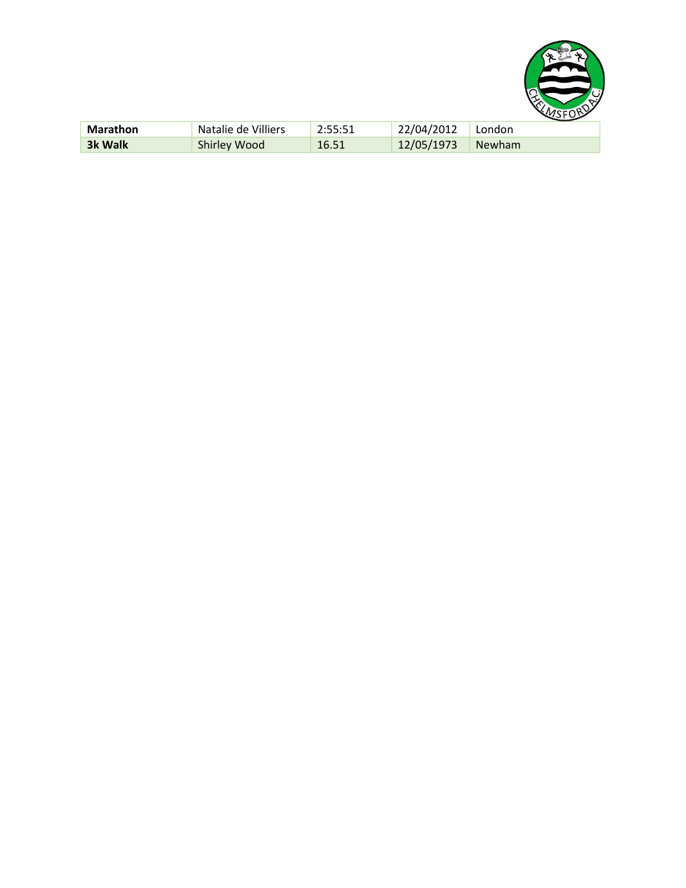| | | | | |
|---|---|---|---|---|
| **Marathon** | Natalie de Villiers | 2:55:51 | 22/04/2012 | London |
| **3k Walk** | Shirley Wood | 16.51 | 12/05/1973 | Newham |